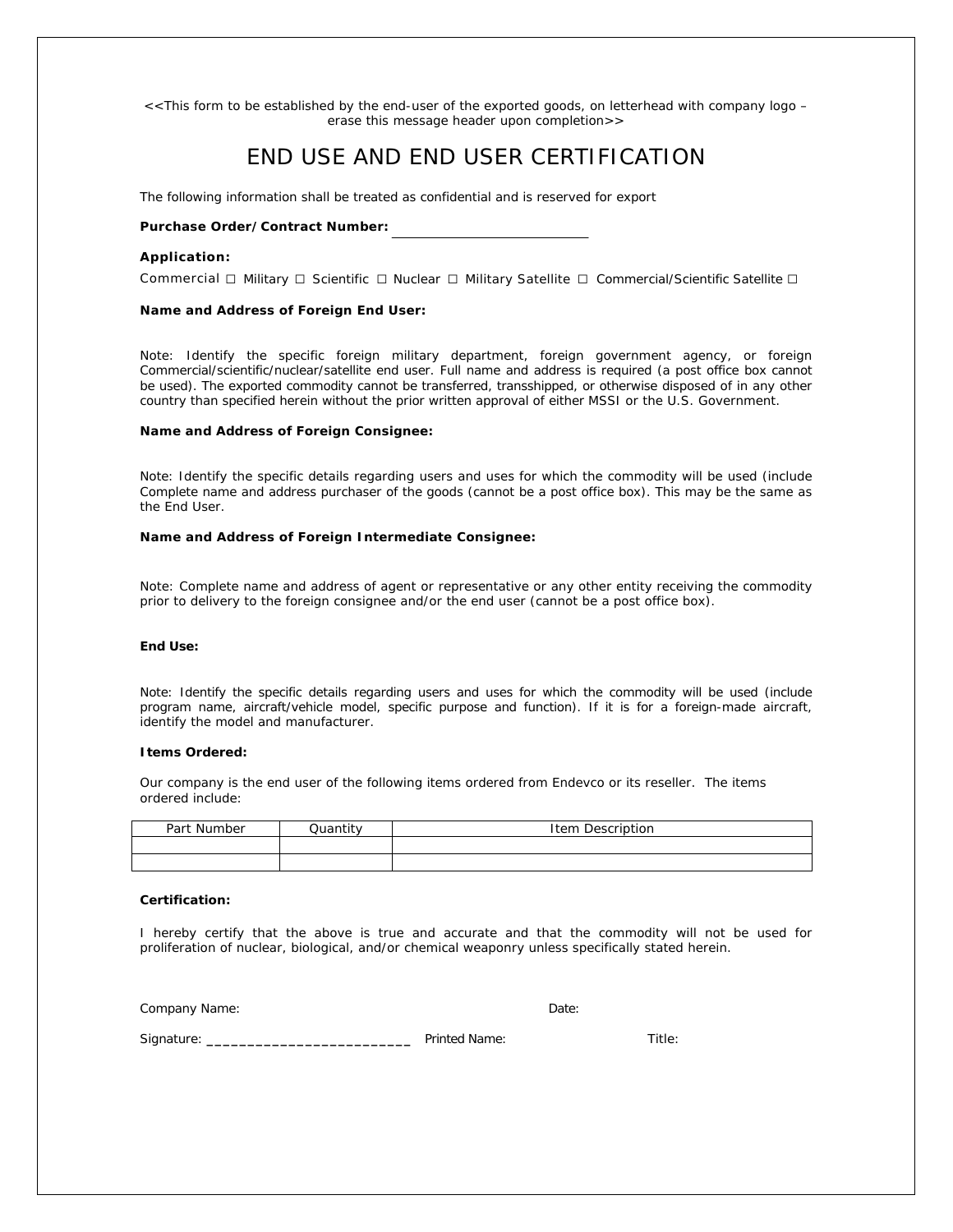<<This form to be established by the end-user of the exported goods, on letterhead with company logo – erase this message header upon completion>>

# END USE AND END USER CERTIFICATION

The following information shall be treated as confidential and is reserved for export

**Purchase Order/Contract Number:** ____________________________

**Application:**

Commercial ☐ Military ☐ Scientific ☐ Nuclear ☐ Military Satellite ☐ Commercial/Scientific Satellite ☐

**Name and Address of Foreign End User:**

Note: Identify the specific foreign military department, foreign government agency, or foreign Commercial/scientific/nuclear/satellite end user. Full name and address is required (a post office box cannot be used). The exported commodity cannot be transferred, transshipped, or otherwise disposed of in any other country than specified herein without the prior written approval of either MSSI or the U.S. Government.

**Name and Address of Foreign Consignee:**

Note: Identify the specific details regarding users and uses for which the commodity will be used (include Complete name and address purchaser of the goods (cannot be a post office box). This may be the same as the End User.

**Name and Address of Foreign Intermediate Consignee:**

Note: Complete name and address of agent or representative or any other entity receiving the commodity prior to delivery to the foreign consignee and/or the end user (cannot be a post office box).

**End Use:**

Note: Identify the specific details regarding users and uses for which the commodity will be used (include program name, aircraft/vehicle model, specific purpose and function). If it is for a foreign-made aircraft, identify the model and manufacturer.

**Items Ordered:**

Our company is the end user of the following items ordered from Endevco or its reseller. The items ordered include:

| Part Number | Quantity | Item Description |
|---|---|---|
| | | |
| | | |

**Certification:**

I hereby certify that the above is true and accurate and that the commodity will not be used for proliferation of nuclear, biological, and/or chemical weaponry unless specifically stated herein.

Company Name: Date:

Signature: __________________________ Printed Name: Title: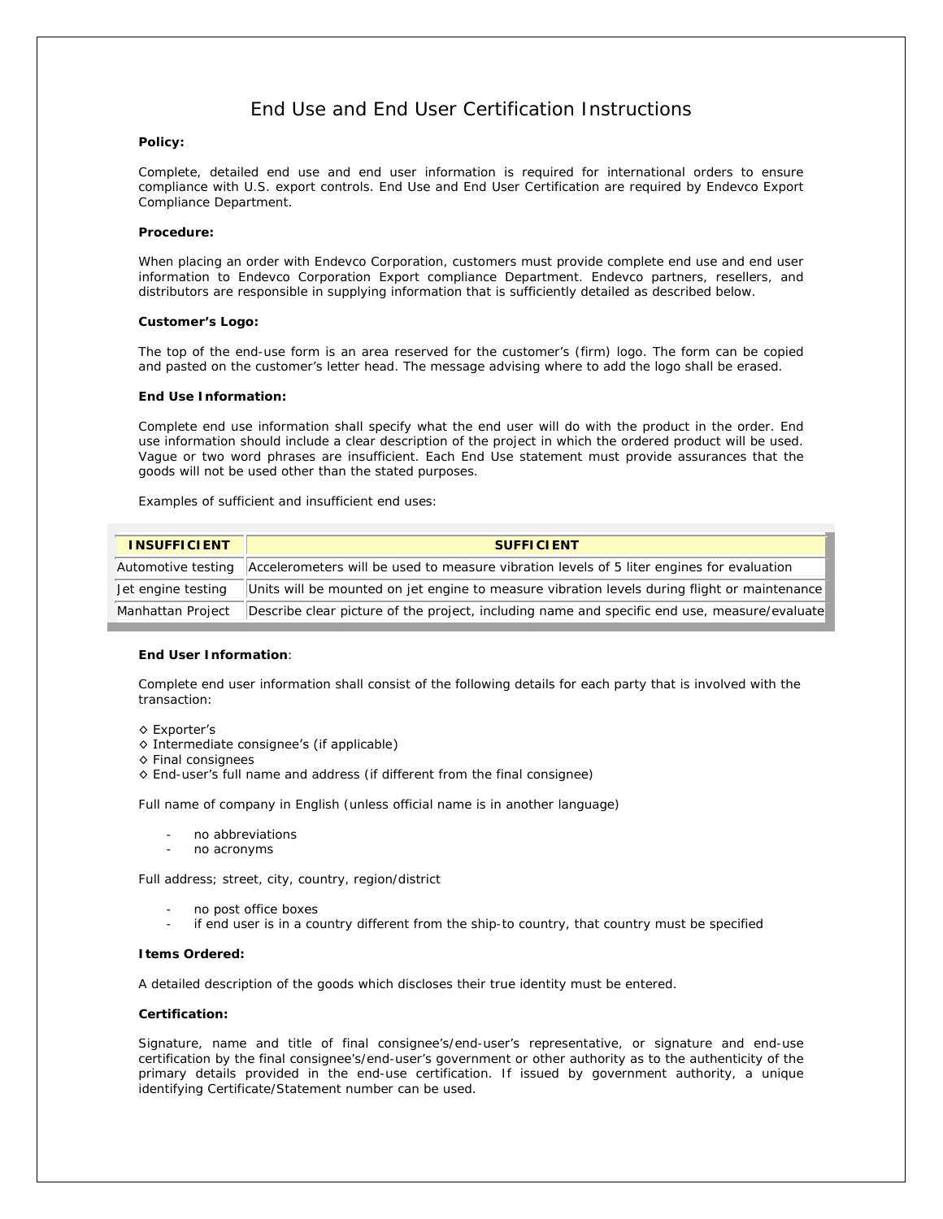# End Use and End User Certification Instructions

**Policy:**

Complete, detailed end use and end user information is required for international orders to ensure compliance with U.S. export controls. End Use and End User Certification are required by Endevco Export Compliance Department.

**Procedure:**

When placing an order with Endevco Corporation, customers must provide complete end use and end user information to Endevco Corporation Export compliance Department. Endevco partners, resellers, and distributors are responsible in supplying information that is sufficiently detailed as described below.

**Customer's Logo:**

The top of the end-use form is an area reserved for the customer's (firm) logo. The form can be copied and pasted on the customer's letter head. The message advising where to add the logo shall be erased.

**End Use Information:**

Complete end use information shall specify what the end user will do with the product in the order. End use information should include a clear description of the project in which the ordered product will be used. Vague or two word phrases are insufficient. Each End Use statement must provide assurances that the goods will not be used other than the stated purposes.

Examples of sufficient and insufficient end uses:

| INSUFFICIENT | SUFFICIENT |
|---|---|
| Automotive testing | Accelerometers will be used to measure vibration levels of 5 liter engines for evaluation |
| Jet engine testing | Units will be mounted on jet engine to measure vibration levels during flight or maintenance |
| Manhattan Project | Describe clear picture of the project, including name and specific end use, measure/evaluate |

**End User Information**:

Complete end user information shall consist of the following details for each party that is involved with the transaction:

◇ Exporter's
◇ Intermediate consignee's (if applicable)
◇ Final consignees
◇ End-user's full name and address (if different from the final consignee)

Full name of company in English (unless official name is in another language)

- no abbreviations
- no acronyms

Full address; street, city, country, region/district

- no post office boxes
- if end user is in a country different from the ship-to country, that country must be specified

**Items Ordered:**

A detailed description of the goods which discloses their true identity must be entered.

**Certification:**

Signature, name and title of final consignee's/end-user's representative, or signature and end-use certification by the final consignee's/end-user's government or other authority as to the authenticity of the primary details provided in the end-use certification. If issued by government authority, a unique identifying Certificate/Statement number can be used.